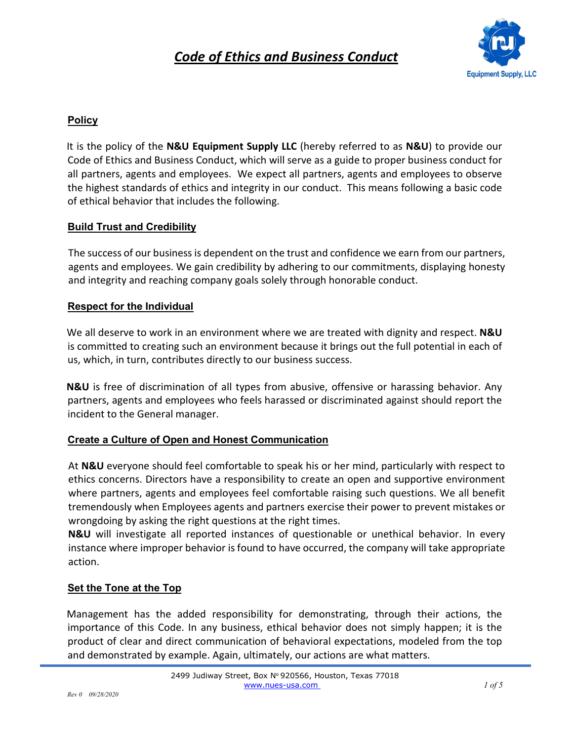# *Code of Ethics and Business Conduct*

## Policy

It is the policy of the **N&U Equipment Supply LLC** (hereby referred to as **N&U**) to provide our Code of Ethics and Business Conduct, which will serve as a guide to proper business conduct for all partners, agents and employees. We expect all partners, agents and employees to observe the highest standards of ethics and integrity in our conduct. This means following a basic code of ethical behavior that includes the following.

## Build Trust and Credibility

The success of our business is dependent on the trust and confidence we earn from our partners, agents and employees. We gain credibility by adhering to our commitments, displaying honesty and integrity and reaching company goals solely through honorable conduct.

## Respect for the Individual

We all deserve to work in an environment where we are treated with dignity and respect. **N&U** is committed to creating such an environment because it brings out the full potential in each of us, which, in turn, contributes directly to our business success.

**N&U** is free of discrimination of all types from abusive, offensive or harassing behavior. Any partners, agents and employees who feels harassed or discriminated against should report the incident to the General manager.

## Create a Culture of Open and Honest Communication

At **N&U** everyone should feel comfortable to speak his or her mind, particularly with respect to ethics concerns. Directors have a responsibility to create an open and supportive environment where partners, agents and employees feel comfortable raising such questions. We all benefit tremendously when Employees agents and partners exercise their power to prevent mistakes or wrongdoing by asking the right questions at the right times.

**N&U** will investigate all reported instances of questionable or unethical behavior. In every instance where improper behavior is found to have occurred, the company will take appropriate action.

## Set the Tone at the Top

Management has the added responsibility for demonstrating, through their actions, the importance of this Code. In any business, ethical behavior does not simply happen; it is the product of clear and direct communication of behavioral expectations, modeled from the top and demonstrated by example. Again, ultimately, our actions are what matters.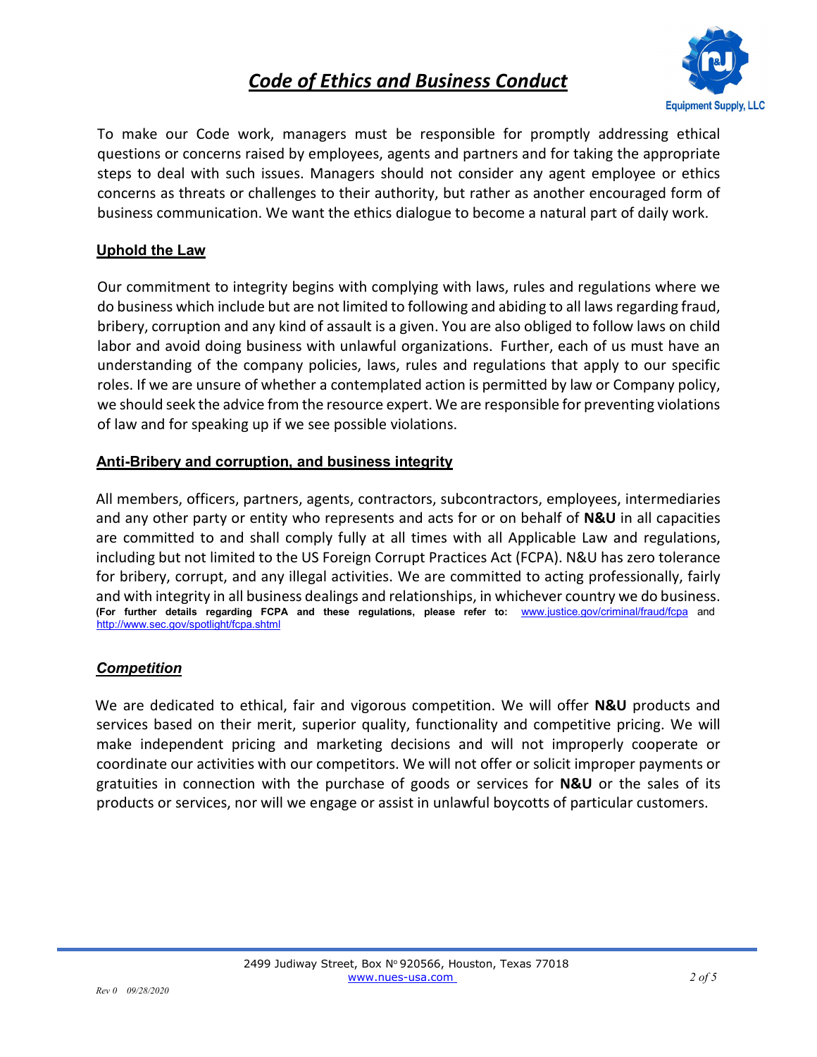To make our Code work, managers must be responsible for promptly addressing ethical questions or concerns raised by employees, agents and partners and for taking the appropriate steps to deal with such issues. Managers should not consider any agent employee or ethics concerns as threats or challenges to their authority, but rather as another encouraged form of business communication. We want the ethics dialogue to become a natural part of daily work.

## Uphold the Law

Our commitment to integrity begins with complying with laws, rules and regulations where we do business which include but are not limited to following and abiding to all laws regarding fraud, bribery, corruption and any kind of assault is a given. You are also obliged to follow laws on child labor and avoid doing business with unlawful organizations. Further, each of us must have an understanding of the company policies, laws, rules and regulations that apply to our specific roles. If we are unsure of whether a contemplated action is permitted by law or Company policy, we should seek the advice from the resource expert. We are responsible for preventing violations of law and for speaking up if we see possible violations.

## Anti-Bribery and corruption, and business integrity

All members, officers, partners, agents, contractors, subcontractors, employees, intermediaries and any other party or entity who represents and acts for or on behalf of **N&U** in all capacities are committed to and shall comply fully at all times with all Applicable Law and regulations, including but not limited to the US Foreign Corrupt Practices Act (FCPA). N&U has zero tolerance for bribery, corrupt, and any illegal activities. We are committed to acting professionally, fairly and with integrity in all business dealings and relationships, in whichever country we do business.
**(For further details regarding FCPA and these regulations, please refer to:** www.justice.gov/criminal/fraud/fcpa and http://www.sec.gov/spotlight/fcpa.shtml

## *Competition*

We are dedicated to ethical, fair and vigorous competition. We will offer **N&U** products and services based on their merit, superior quality, functionality and competitive pricing. We will make independent pricing and marketing decisions and will not improperly cooperate or coordinate our activities with our competitors. We will not offer or solicit improper payments or gratuities in connection with the purchase of goods or services for **N&U** or the sales of its products or services, nor will we engage or assist in unlawful boycotts of particular customers.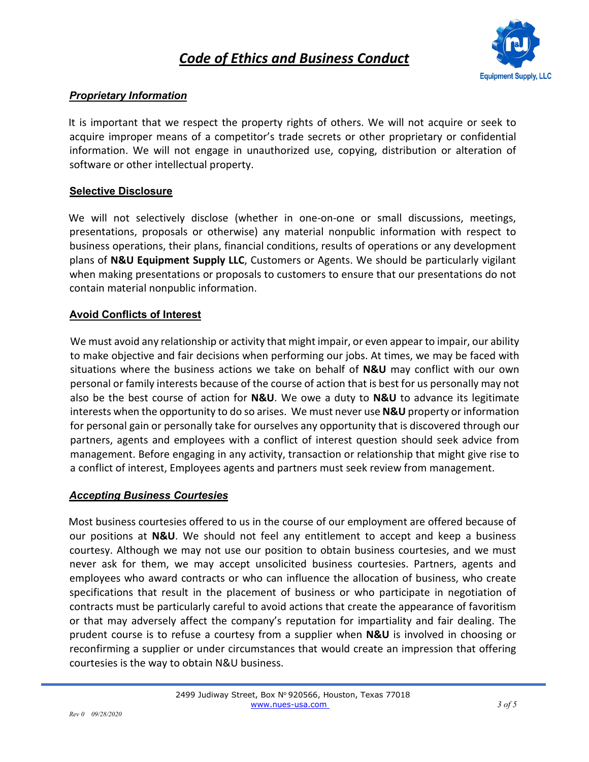# Code of Ethics and Business Conduct

### *Proprietary Information*

It is important that we respect the property rights of others. We will not acquire or seek to acquire improper means of a competitor's trade secrets or other proprietary or confidential information. We will not engage in unauthorized use, copying, distribution or alteration of software or other intellectual property.

### Selective Disclosure

We will not selectively disclose (whether in one-on-one or small discussions, meetings, presentations, proposals or otherwise) any material nonpublic information with respect to business operations, their plans, financial conditions, results of operations or any development plans of **N&U Equipment Supply LLC**, Customers or Agents. We should be particularly vigilant when making presentations or proposals to customers to ensure that our presentations do not contain material nonpublic information.

### Avoid Conflicts of Interest

We must avoid any relationship or activity that might impair, or even appear to impair, our ability to make objective and fair decisions when performing our jobs. At times, we may be faced with situations where the business actions we take on behalf of **N&U** may conflict with our own personal or family interests because of the course of action that is best for us personally may not also be the best course of action for **N&U**. We owe a duty to **N&U** to advance its legitimate interests when the opportunity to do so arises. We must never use **N&U** property or information for personal gain or personally take for ourselves any opportunity that is discovered through our partners, agents and employees with a conflict of interest question should seek advice from management. Before engaging in any activity, transaction or relationship that might give rise to a conflict of interest, Employees agents and partners must seek review from management.

### *Accepting Business Courtesies*

Most business courtesies offered to us in the course of our employment are offered because of our positions at **N&U**. We should not feel any entitlement to accept and keep a business courtesy. Although we may not use our position to obtain business courtesies, and we must never ask for them, we may accept unsolicited business courtesies. Partners, agents and employees who award contracts or who can influence the allocation of business, who create specifications that result in the placement of business or who participate in negotiation of contracts must be particularly careful to avoid actions that create the appearance of favoritism or that may adversely affect the company's reputation for impartiality and fair dealing. The prudent course is to refuse a courtesy from a supplier when **N&U** is involved in choosing or reconfirming a supplier or under circumstances that would create an impression that offering courtesies is the way to obtain N&U business.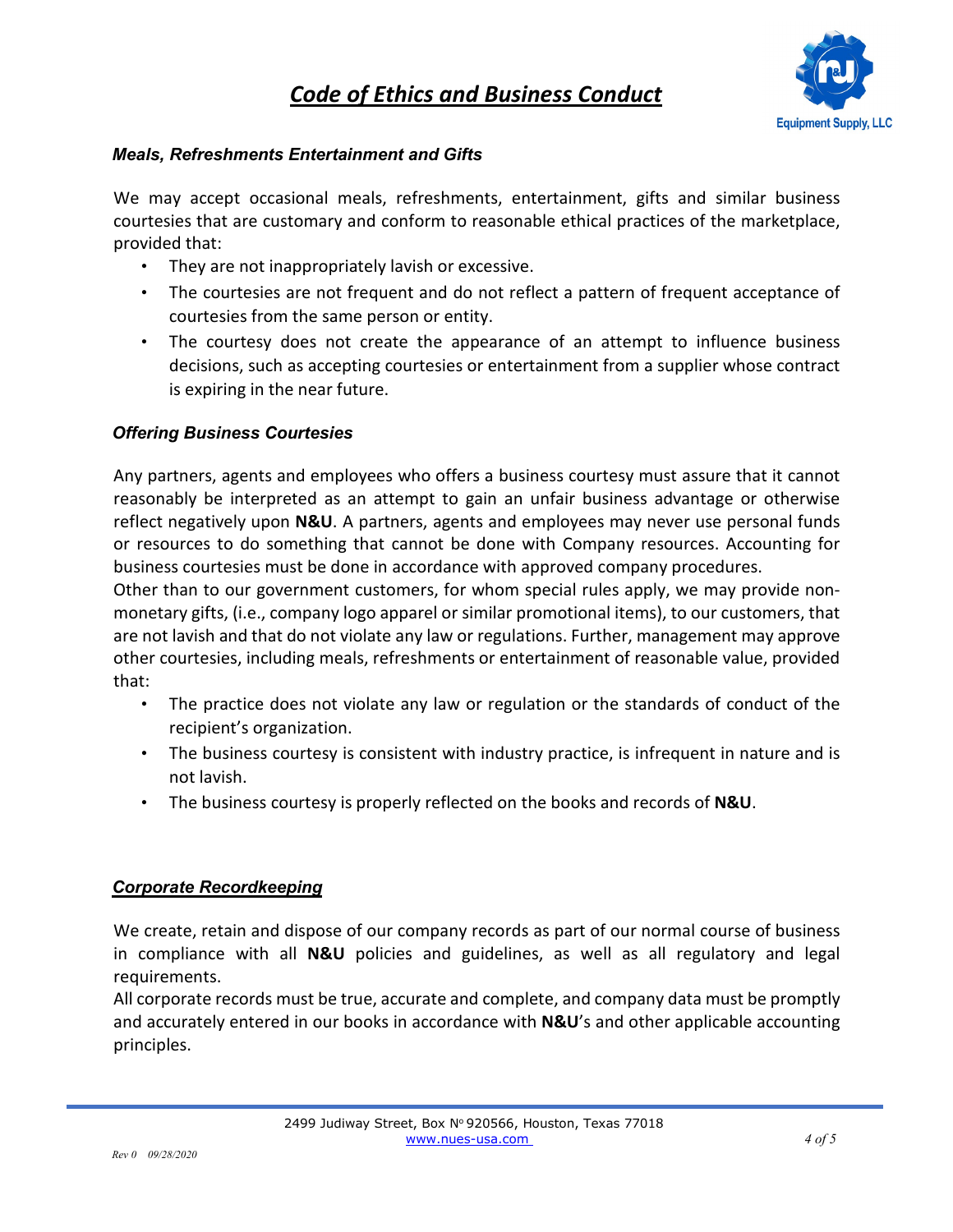### *Meals, Refreshments Entertainment and Gifts*

We may accept occasional meals, refreshments, entertainment, gifts and similar business courtesies that are customary and conform to reasonable ethical practices of the marketplace, provided that:

- They are not inappropriately lavish or excessive.
- The courtesies are not frequent and do not reflect a pattern of frequent acceptance of courtesies from the same person or entity.
- The courtesy does not create the appearance of an attempt to influence business decisions, such as accepting courtesies or entertainment from a supplier whose contract is expiring in the near future.

### *Offering Business Courtesies*

Any partners, agents and employees who offers a business courtesy must assure that it cannot reasonably be interpreted as an attempt to gain an unfair business advantage or otherwise reflect negatively upon **N&U**. A partners, agents and employees may never use personal funds or resources to do something that cannot be done with Company resources. Accounting for business courtesies must be done in accordance with approved company procedures.

Other than to our government customers, for whom special rules apply, we may provide non-monetary gifts, (i.e., company logo apparel or similar promotional items), to our customers, that are not lavish and that do not violate any law or regulations. Further, management may approve other courtesies, including meals, refreshments or entertainment of reasonable value, provided that:

- The practice does not violate any law or regulation or the standards of conduct of the recipient's organization.
- The business courtesy is consistent with industry practice, is infrequent in nature and is not lavish.
- The business courtesy is properly reflected on the books and records of **N&U**.

### *Corporate Recordkeeping*

We create, retain and dispose of our company records as part of our normal course of business in compliance with all **N&U** policies and guidelines, as well as all regulatory and legal requirements.

All corporate records must be true, accurate and complete, and company data must be promptly and accurately entered in our books in accordance with **N&U**'s and other applicable accounting principles.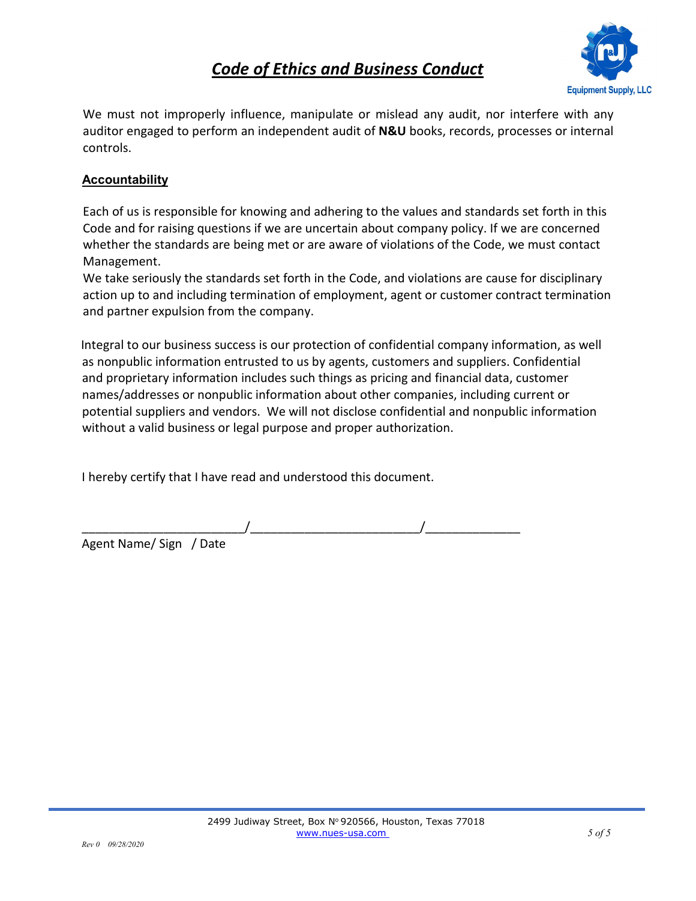We must not improperly influence, manipulate or mislead any audit, nor interfere with any auditor engaged to perform an independent audit of **N&U** books, records, processes or internal controls.

## Accountability

Each of us is responsible for knowing and adhering to the values and standards set forth in this Code and for raising questions if we are uncertain about company policy. If we are concerned whether the standards are being met or are aware of violations of the Code, we must contact Management.

We take seriously the standards set forth in the Code, and violations are cause for disciplinary action up to and including termination of employment, agent or customer contract termination and partner expulsion from the company.

Integral to our business success is our protection of confidential company information, as well as nonpublic information entrusted to us by agents, customers and suppliers. Confidential and proprietary information includes such things as pricing and financial data, customer names/addresses or nonpublic information about other companies, including current or potential suppliers and vendors. We will not disclose confidential and nonpublic information without a valid business or legal purpose and proper authorization.

I hereby certify that I have read and understood this document.

_______________________/_______________________/_____________

Agent Name/ Sign / Date